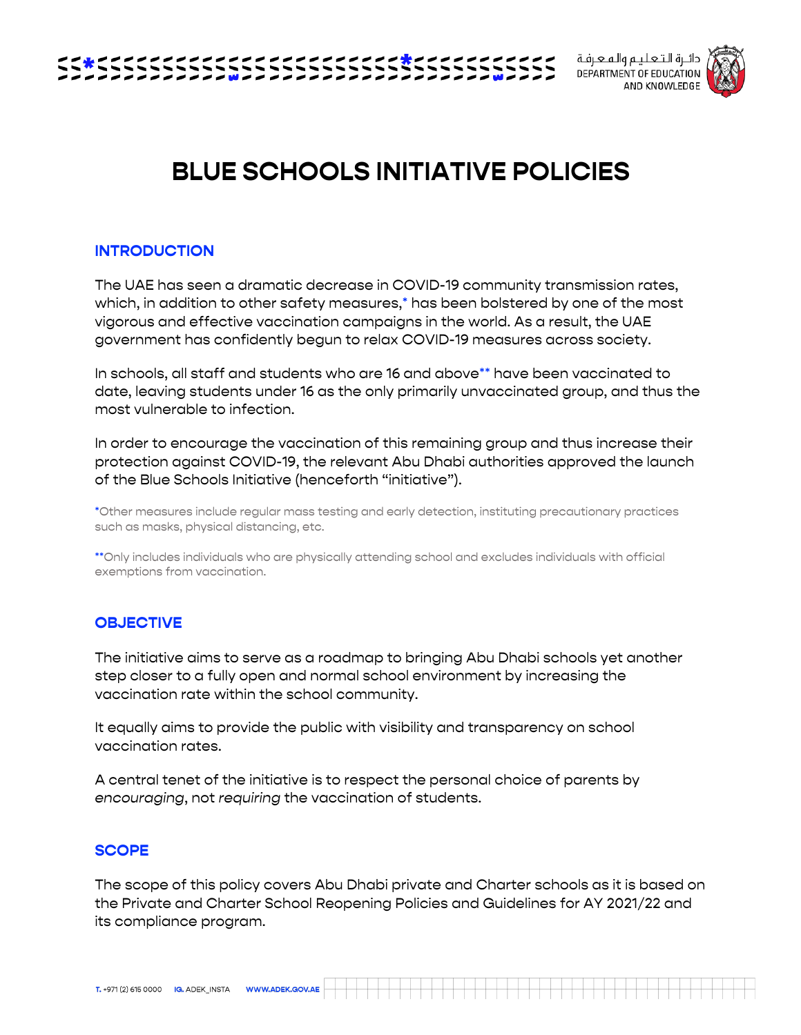# BLUE SCHOOLS INITIATIVE POLICIES

## INTRODUCTION

The UAE has seen a dramatic decrease in COVID-19 community transmission rates, which, in addition to other safety measures,* has been bolstered by one of the most vigorous and effective vaccination campaigns in the world. As a result, the UAE government has confidently begun to relax COVID-19 measures across society.

In schools, all staff and students who are 16 and above** have been vaccinated to date, leaving students under 16 as the only primarily unvaccinated group, and thus the most vulnerable to infection.

In order to encourage the vaccination of this remaining group and thus increase their protection against COVID-19, the relevant Abu Dhabi authorities approved the launch of the Blue Schools Initiative (henceforth "initiative").

*Other measures include regular mass testing and early detection, instituting precautionary practices such as masks, physical distancing, etc.

**Only includes individuals who are physically attending school and excludes individuals with official exemptions from vaccination.

## OBJECTIVE

The initiative aims to serve as a roadmap to bringing Abu Dhabi schools yet another step closer to a fully open and normal school environment by increasing the vaccination rate within the school community.

It equally aims to provide the public with visibility and transparency on school vaccination rates.

A central tenet of the initiative is to respect the personal choice of parents by *encouraging*, not *requiring* the vaccination of students.

## SCOPE

The scope of this policy covers Abu Dhabi private and Charter schools as it is based on the Private and Charter School Reopening Policies and Guidelines for AY 2021/22 and its compliance program.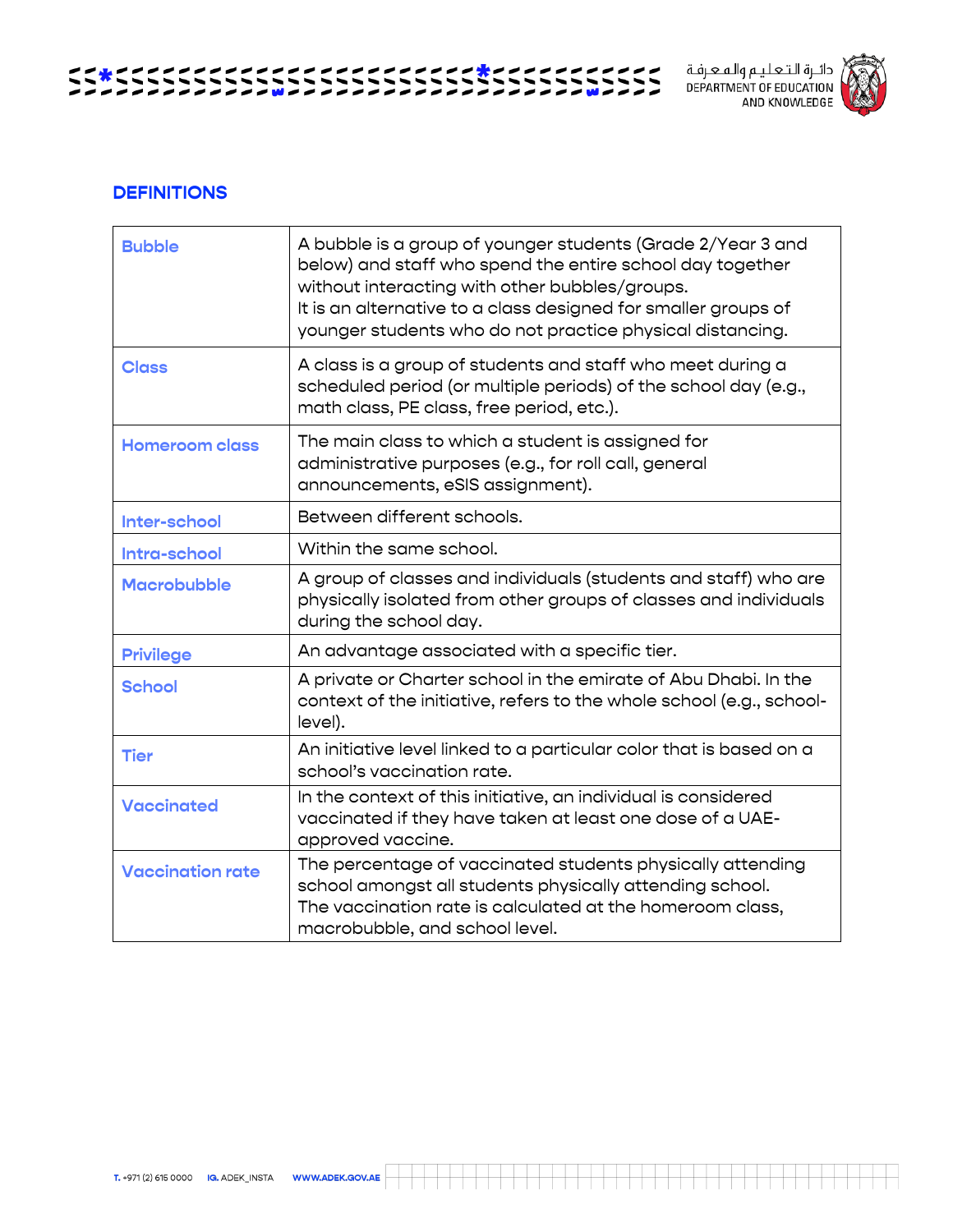## DEFINITIONS

| | |
|---|---|
| **Bubble** | A bubble is a group of younger students (Grade 2/Year 3 and below) and staff who spend the entire school day together without interacting with other bubbles/groups.<br>It is an alternative to a class designed for smaller groups of younger students who do not practice physical distancing. |
| **Class** | A class is a group of students and staff who meet during a scheduled period (or multiple periods) of the school day (e.g., math class, PE class, free period, etc.). |
| **Homeroom class** | The main class to which a student is assigned for administrative purposes (e.g., for roll call, general announcements, eSIS assignment). |
| **Inter-school** | Between different schools. |
| **Intra-school** | Within the same school. |
| **Macrobubble** | A group of classes and individuals (students and staff) who are physically isolated from other groups of classes and individuals during the school day. |
| **Privilege** | An advantage associated with a specific tier. |
| **School** | A private or Charter school in the emirate of Abu Dhabi. In the context of the initiative, refers to the whole school (e.g., school-level). |
| **Tier** | An initiative level linked to a particular color that is based on a school's vaccination rate. |
| **Vaccinated** | In the context of this initiative, an individual is considered vaccinated if they have taken at least one dose of a UAE-approved vaccine. |
| **Vaccination rate** | The percentage of vaccinated students physically attending school amongst all students physically attending school.<br>The vaccination rate is calculated at the homeroom class, macrobubble, and school level. |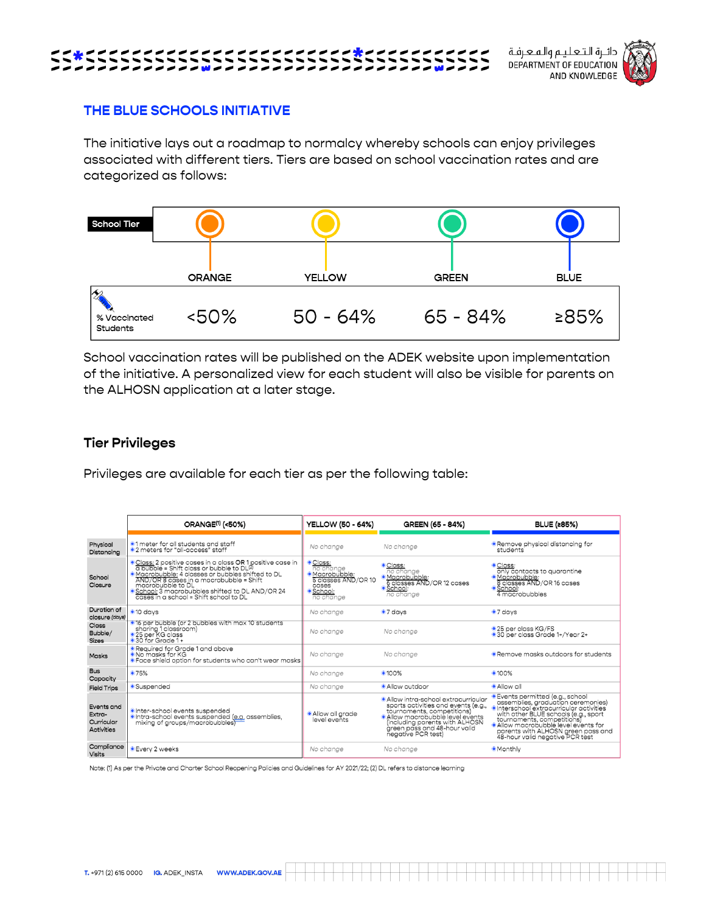## THE BLUE SCHOOLS INITIATIVE

The initiative lays out a roadmap to normalcy whereby schools can enjoy privileges associated with different tiers. Tiers are based on school vaccination rates and are categorized as follows:

| School Tier | ORANGE | YELLOW | GREEN | BLUE |
|---|---|---|---|---|
| % Vaccinated Students | <50% | 50 - 64% | 65 - 84% | ≥85% |

School vaccination rates will be published on the ADEK website upon implementation of the initiative. A personalized view for each student will also be visible for parents on the ALHOSN application at a later stage.

### Tier Privileges

Privileges are available for each tier as per the following table:

| | ORANGE[1] (<50%) | YELLOW (50 - 64%) | GREEN (65 - 84%) | BLUE (≥85%) |
|---|---|---|---|---|
| Physical Distancing | • 1 meter for all students and staff<br>• 2 meters for "all-access" staff | No change | No change | • Remove physical distancing for students |
| School Closure | • Class: 2 positive cases in a class OR 1 positive case in a bubble = Shift class or bubble to DL[2]<br>• Macrobubble: 4 classes or bubbles shifted to DL AND/OR 8 cases in a macrobubble = Shift macrobubble to DL<br>• School: 3 macrobubbles shifted to DL AND/OR 24 cases in a school = Shift school to DL | • Class: no change<br>• Macrobubble: 5 classes AND/OR 10 cases<br>• School: no change | • Class: no change<br>• Macrobubble: 6 classes AND/OR 12 cases<br>• School: no change | • Class: only contacts to quarantine<br>• Macrobubble: 8 classes AND/OR 16 cases<br>• School: 4 macrobubbles |
| Duration of closure (days) | • 10 days | No change | • 7 days | • 7 days |
| Class Bubble/ Sizes | • 15 per bubble (or 2 bubbles with max 10 students sharing 1 classroom)<br>• 25 per KG class<br>• 30 for Grade 1+ | No change | No change | • 25 per class KG/FS<br>• 30 per class Grade 1+/Year 2+ |
| Masks | • Required for Grade 1 and above<br>• No masks for KG<br>• Face shield option for students who can't wear masks | No change | No change | • Remove masks outdoors for students |
| Bus Capacity | • 75% | No change | • 100% | • 100% |
| Field Trips | • Suspended | No change | • Allow outdoor | • Allow all |
| Events and Extra-Curricular Activities | • Inter-school events suspended<br>• Intra-school events suspended (e.g. assemblies, mixing of groups/macrobubbles) | • Allow all grade level events | • Allow intra-school extracurricular sports activities and events (e.g., tournaments, competitions)<br>• Allow macrobubble level events (including parents with ALHOSN green pass and 48-hour valid negative PCR test) | • Events permitted (e.g., school assemblies, graduation ceremonies)<br>• Interschool extracurricular activities with other BLUE schools (e.g., sport tournaments, competitions)<br>• Allow macrobubble level events for parents with ALHOSN green pass and 48-hour valid negative PCR test |
| Compliance Visits | • Every 2 weeks | No change | No change | • Monthly |

Note: (1) As per the Private and Charter School Reopening Policies and Guidelines for AY 2021/22; (2) DL refers to distance learning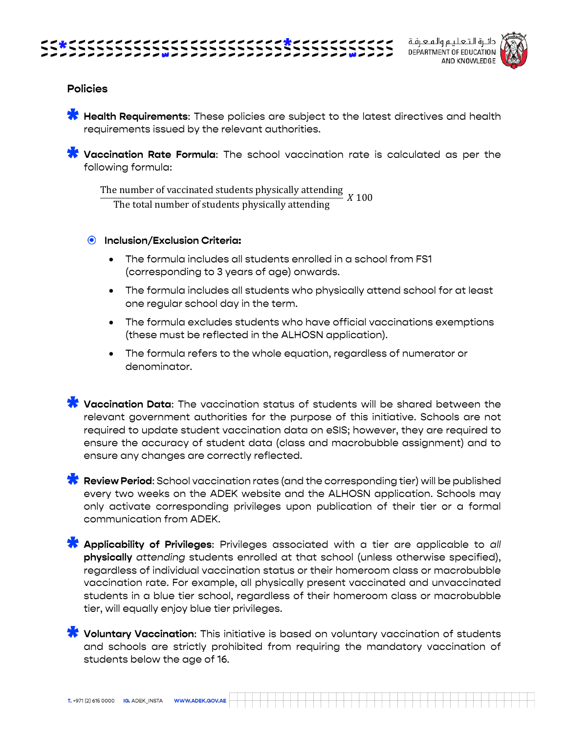## Policies

- **Health Requirements**: These policies are subject to the latest directives and health requirements issued by the relevant authorities.

- **Vaccination Rate Formula**: The school vaccination rate is calculated as per the following formula:

$$\frac{\text{The number of vaccinated students physically attending}}{\text{The total number of students physically attending}} X\ 100$$

  - **Inclusion/Exclusion Criteria:**
    - The formula includes all students enrolled in a school from FS1 (corresponding to 3 years of age) onwards.
    - The formula includes all students who physically attend school for at least one regular school day in the term.
    - The formula excludes students who have official vaccinations exemptions (these must be reflected in the ALHOSN application).
    - The formula refers to the whole equation, regardless of numerator or denominator.

- **Vaccination Data**: The vaccination status of students will be shared between the relevant government authorities for the purpose of this initiative. Schools are not required to update student vaccination data on eSIS; however, they are required to ensure the accuracy of student data (class and macrobubble assignment) and to ensure any changes are correctly reflected.

- **Review Period**: School vaccination rates (and the corresponding tier) will be published every two weeks on the ADEK website and the ALHOSN application. Schools may only activate corresponding privileges upon publication of their tier or a formal communication from ADEK.

- **Applicability of Privileges**: Privileges associated with a tier are applicable to *all* **physically** *attending* students enrolled at that school (unless otherwise specified), regardless of individual vaccination status or their homeroom class or macrobubble vaccination rate. For example, all physically present vaccinated and unvaccinated students in a blue tier school, regardless of their homeroom class or macrobubble tier, will equally enjoy blue tier privileges.

- **Voluntary Vaccination**: This initiative is based on voluntary vaccination of students and schools are strictly prohibited from requiring the mandatory vaccination of students below the age of 16.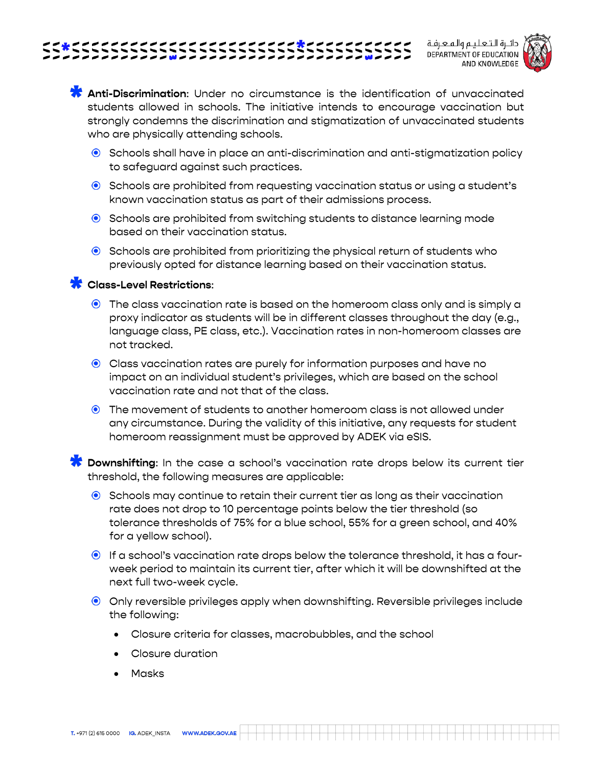**Anti-Discrimination**: Under no circumstance is the identification of unvaccinated students allowed in schools. The initiative intends to encourage vaccination but strongly condemns the discrimination and stigmatization of unvaccinated students who are physically attending schools.

- Schools shall have in place an anti-discrimination and anti-stigmatization policy to safeguard against such practices.
- Schools are prohibited from requesting vaccination status or using a student's known vaccination status as part of their admissions process.
- Schools are prohibited from switching students to distance learning mode based on their vaccination status.
- Schools are prohibited from prioritizing the physical return of students who previously opted for distance learning based on their vaccination status.

**Class-Level Restrictions**:

- The class vaccination rate is based on the homeroom class only and is simply a proxy indicator as students will be in different classes throughout the day (e.g., language class, PE class, etc.). Vaccination rates in non-homeroom classes are not tracked.
- Class vaccination rates are purely for information purposes and have no impact on an individual student's privileges, which are based on the school vaccination rate and not that of the class.
- The movement of students to another homeroom class is not allowed under any circumstance. During the validity of this initiative, any requests for student homeroom reassignment must be approved by ADEK via eSIS.

**Downshifting**: In the case a school's vaccination rate drops below its current tier threshold, the following measures are applicable:

- Schools may continue to retain their current tier as long as their vaccination rate does not drop to 10 percentage points below the tier threshold (so tolerance thresholds of 75% for a blue school, 55% for a green school, and 40% for a yellow school).
- If a school's vaccination rate drops below the tolerance threshold, it has a four-week period to maintain its current tier, after which it will be downshifted at the next full two-week cycle.
- Only reversible privileges apply when downshifting. Reversible privileges include the following:
  - Closure criteria for classes, macrobubbles, and the school
  - Closure duration
  - Masks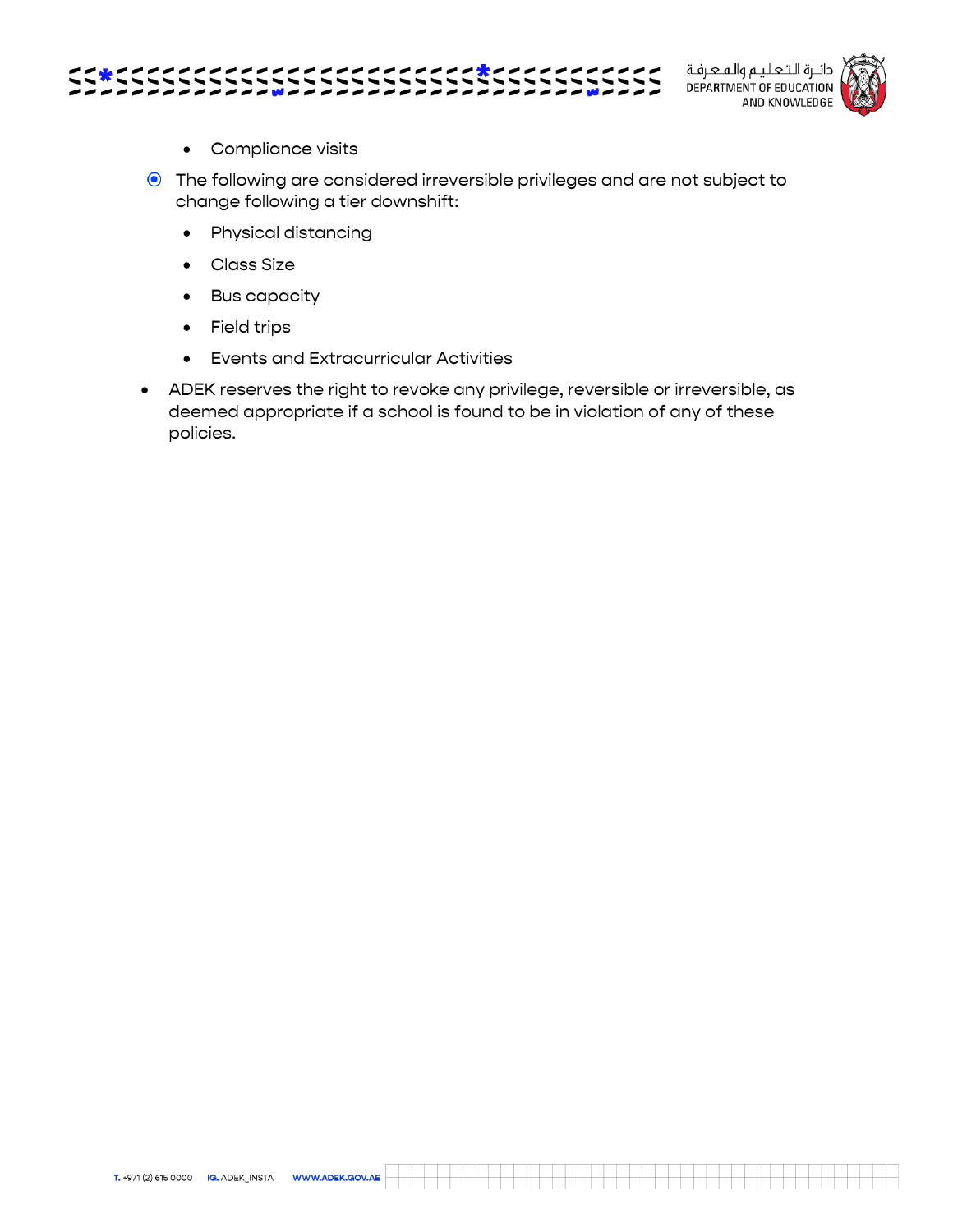- Compliance visits
  - The following are considered irreversible privileges and are not subject to change following a tier downshift:
    - Physical distancing
    - Class Size
    - Bus capacity
    - Field trips
    - Events and Extracurricular Activities
- ADEK reserves the right to revoke any privilege, reversible or irreversible, as deemed appropriate if a school is found to be in violation of any of these policies.